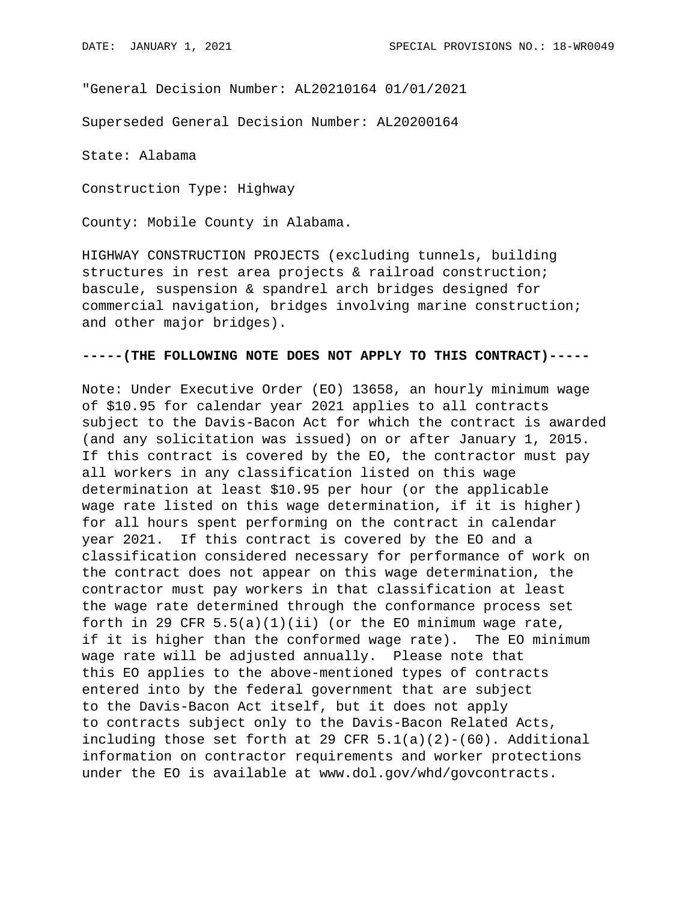"General Decision Number: AL20210164 01/01/2021

Superseded General Decision Number: AL20200164

State: Alabama

Construction Type: Highway

County: Mobile County in Alabama.

HIGHWAY CONSTRUCTION PROJECTS (excluding tunnels, building structures in rest area projects & railroad construction; bascule, suspension & spandrel arch bridges designed for commercial navigation, bridges involving marine construction; and other major bridges).

**-----(THE FOLLOWING NOTE DOES NOT APPLY TO THIS CONTRACT)-----**

Note: Under Executive Order (EO) 13658, an hourly minimum wage of $10.95 for calendar year 2021 applies to all contracts subject to the Davis-Bacon Act for which the contract is awarded (and any solicitation was issued) on or after January 1, 2015. If this contract is covered by the EO, the contractor must pay all workers in any classification listed on this wage determination at least $10.95 per hour (or the applicable wage rate listed on this wage determination, if it is higher) for all hours spent performing on the contract in calendar year 2021. If this contract is covered by the EO and a classification considered necessary for performance of work on the contract does not appear on this wage determination, the contractor must pay workers in that classification at least the wage rate determined through the conformance process set forth in 29 CFR 5.5(a)(1)(ii) (or the EO minimum wage rate, if it is higher than the conformed wage rate). The EO minimum wage rate will be adjusted annually. Please note that this EO applies to the above-mentioned types of contracts entered into by the federal government that are subject to the Davis-Bacon Act itself, but it does not apply to contracts subject only to the Davis-Bacon Related Acts, including those set forth at 29 CFR 5.1(a)(2)-(60). Additional information on contractor requirements and worker protections under the EO is available at www.dol.gov/whd/govcontracts.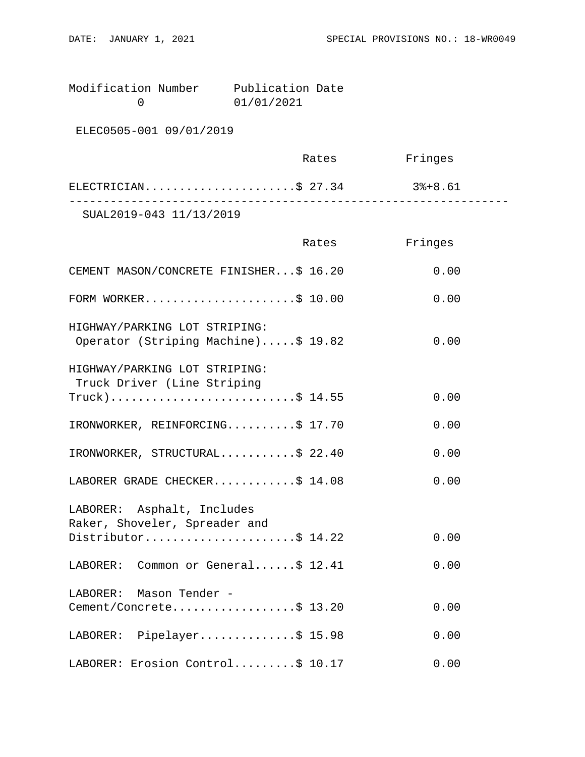Modification Number     Publication Date
0     01/01/2021

ELEC0505-001 09/01/2019

| | Rates | Fringes |
|---|---|---|
| ELECTRICIAN | $ 27.34 | 3%+8.61 |

---

SUAL2019-043 11/13/2019

| | Rates | Fringes |
|---|---|---|
| CEMENT MASON/CONCRETE FINISHER | $ 16.20 | 0.00 |
| FORM WORKER | $ 10.00 | 0.00 |
| HIGHWAY/PARKING LOT STRIPING: Operator (Striping Machine) | $ 19.82 | 0.00 |
| HIGHWAY/PARKING LOT STRIPING: Truck Driver (Line Striping Truck) | $ 14.55 | 0.00 |
| IRONWORKER, REINFORCING | $ 17.70 | 0.00 |
| IRONWORKER, STRUCTURAL | $ 22.40 | 0.00 |
| LABORER GRADE CHECKER | $ 14.08 | 0.00 |
| LABORER: Asphalt, Includes Raker, Shoveler, Spreader and Distributor | $ 14.22 | 0.00 |
| LABORER: Common or General | $ 12.41 | 0.00 |
| LABORER: Mason Tender - Cement/Concrete | $ 13.20 | 0.00 |
| LABORER: Pipelayer | $ 15.98 | 0.00 |
| LABORER: Erosion Control | $ 10.17 | 0.00 |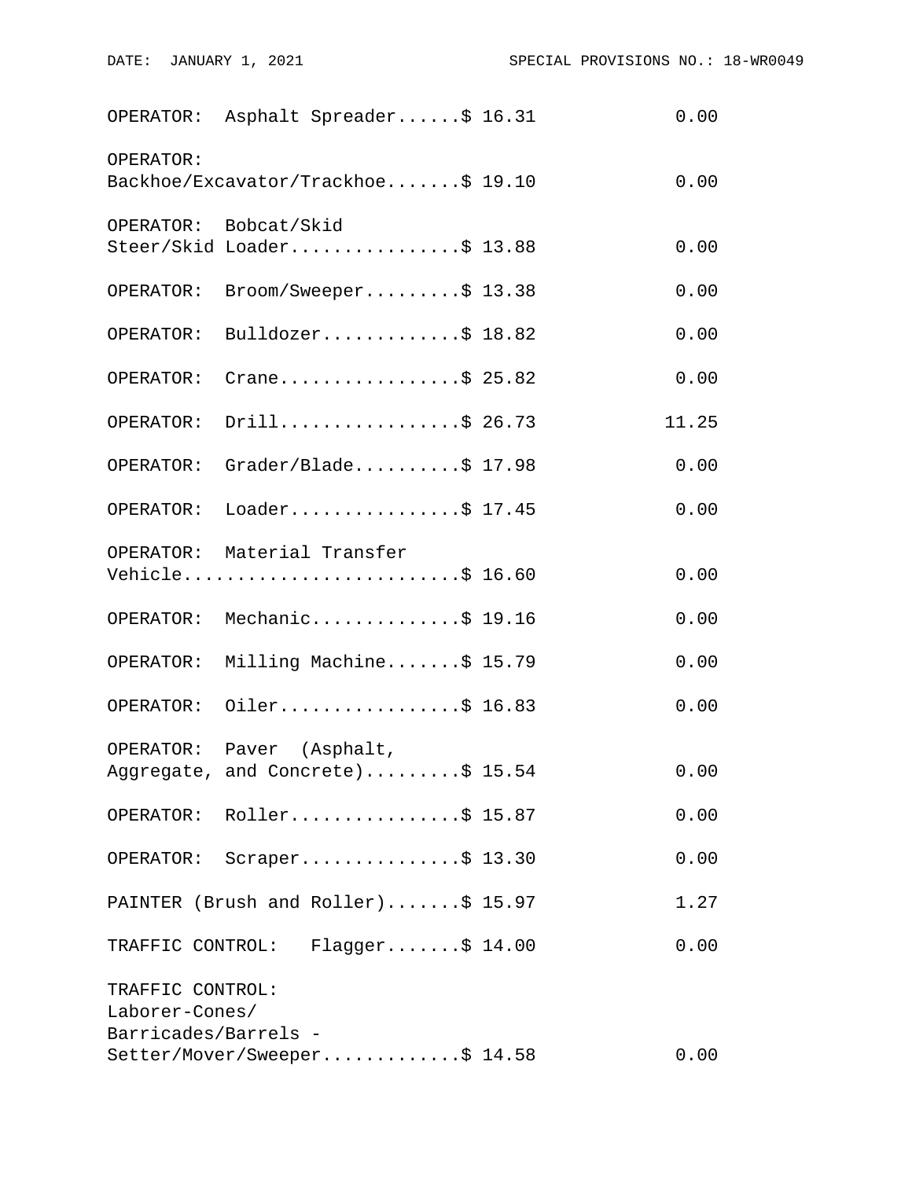| Classification | Rates | Fringes |
| --- | --- | --- |
| OPERATOR: Asphalt Spreader | $ 16.31 | 0.00 |
| OPERATOR: Backhoe/Excavator/Trackhoe | $ 19.10 | 0.00 |
| OPERATOR: Bobcat/Skid Steer/Skid Loader | $ 13.88 | 0.00 |
| OPERATOR: Broom/Sweeper | $ 13.38 | 0.00 |
| OPERATOR: Bulldozer | $ 18.82 | 0.00 |
| OPERATOR: Crane | $ 25.82 | 0.00 |
| OPERATOR: Drill | $ 26.73 | 11.25 |
| OPERATOR: Grader/Blade | $ 17.98 | 0.00 |
| OPERATOR: Loader | $ 17.45 | 0.00 |
| OPERATOR: Material Transfer Vehicle | $ 16.60 | 0.00 |
| OPERATOR: Mechanic | $ 19.16 | 0.00 |
| OPERATOR: Milling Machine | $ 15.79 | 0.00 |
| OPERATOR: Oiler | $ 16.83 | 0.00 |
| OPERATOR: Paver (Asphalt, Aggregate, and Concrete) | $ 15.54 | 0.00 |
| OPERATOR: Roller | $ 15.87 | 0.00 |
| OPERATOR: Scraper | $ 13.30 | 0.00 |
| PAINTER (Brush and Roller) | $ 15.97 | 1.27 |
| TRAFFIC CONTROL: Flagger | $ 14.00 | 0.00 |
| TRAFFIC CONTROL: Laborer-Cones/ Barricades/Barrels - Setter/Mover/Sweeper | $ 14.58 | 0.00 |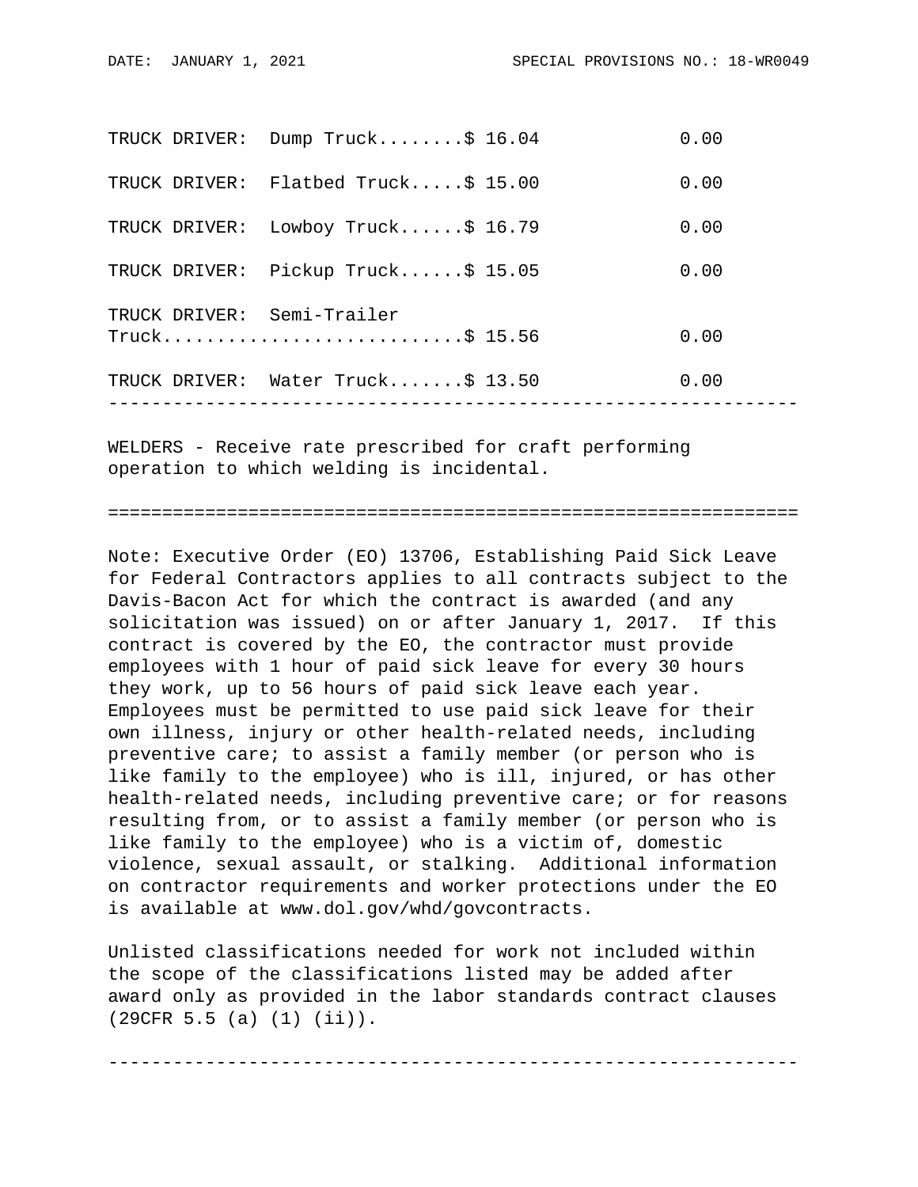| | Rates | Fringes |
|---|---|---|
| TRUCK DRIVER: Dump Truck | $ 16.04 | 0.00 |
| TRUCK DRIVER: Flatbed Truck | $ 15.00 | 0.00 |
| TRUCK DRIVER: Lowboy Truck | $ 16.79 | 0.00 |
| TRUCK DRIVER: Pickup Truck | $ 15.05 | 0.00 |
| TRUCK DRIVER: Semi-Trailer Truck | $ 15.56 | 0.00 |
| TRUCK DRIVER: Water Truck | $ 13.50 | 0.00 |

---

WELDERS - Receive rate prescribed for craft performing operation to which welding is incidental.

---

Note: Executive Order (EO) 13706, Establishing Paid Sick Leave for Federal Contractors applies to all contracts subject to the Davis-Bacon Act for which the contract is awarded (and any solicitation was issued) on or after January 1, 2017. If this contract is covered by the EO, the contractor must provide employees with 1 hour of paid sick leave for every 30 hours they work, up to 56 hours of paid sick leave each year. Employees must be permitted to use paid sick leave for their own illness, injury or other health-related needs, including preventive care; to assist a family member (or person who is like family to the employee) who is ill, injured, or has other health-related needs, including preventive care; or for reasons resulting from, or to assist a family member (or person who is like family to the employee) who is a victim of, domestic violence, sexual assault, or stalking. Additional information on contractor requirements and worker protections under the EO is available at www.dol.gov/whd/govcontracts.

Unlisted classifications needed for work not included within the scope of the classifications listed may be added after award only as provided in the labor standards contract clauses (29CFR 5.5 (a) (1) (ii)).

---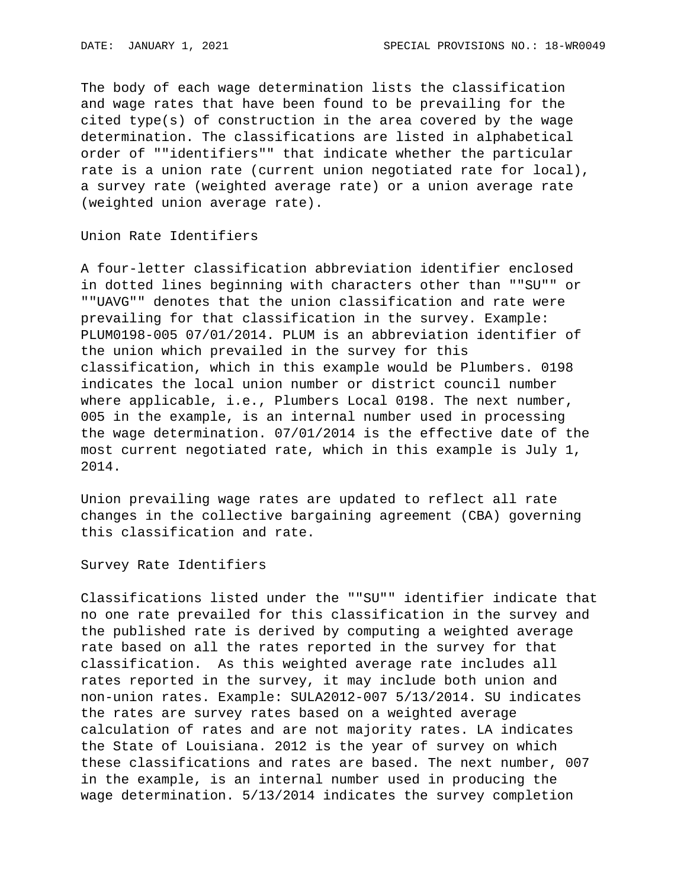The body of each wage determination lists the classification and wage rates that have been found to be prevailing for the cited type(s) of construction in the area covered by the wage determination. The classifications are listed in alphabetical order of ""identifiers"" that indicate whether the particular rate is a union rate (current union negotiated rate for local), a survey rate (weighted average rate) or a union average rate (weighted union average rate).

## Union Rate Identifiers

A four-letter classification abbreviation identifier enclosed in dotted lines beginning with characters other than ""SU"" or ""UAVG"" denotes that the union classification and rate were prevailing for that classification in the survey. Example: PLUM0198-005 07/01/2014. PLUM is an abbreviation identifier of the union which prevailed in the survey for this classification, which in this example would be Plumbers. 0198 indicates the local union number or district council number where applicable, i.e., Plumbers Local 0198. The next number, 005 in the example, is an internal number used in processing the wage determination. 07/01/2014 is the effective date of the most current negotiated rate, which in this example is July 1, 2014.

Union prevailing wage rates are updated to reflect all rate changes in the collective bargaining agreement (CBA) governing this classification and rate.

## Survey Rate Identifiers

Classifications listed under the ""SU"" identifier indicate that no one rate prevailed for this classification in the survey and the published rate is derived by computing a weighted average rate based on all the rates reported in the survey for that classification. As this weighted average rate includes all rates reported in the survey, it may include both union and non-union rates. Example: SULA2012-007 5/13/2014. SU indicates the rates are survey rates based on a weighted average calculation of rates and are not majority rates. LA indicates the State of Louisiana. 2012 is the year of survey on which these classifications and rates are based. The next number, 007 in the example, is an internal number used in producing the wage determination. 5/13/2014 indicates the survey completion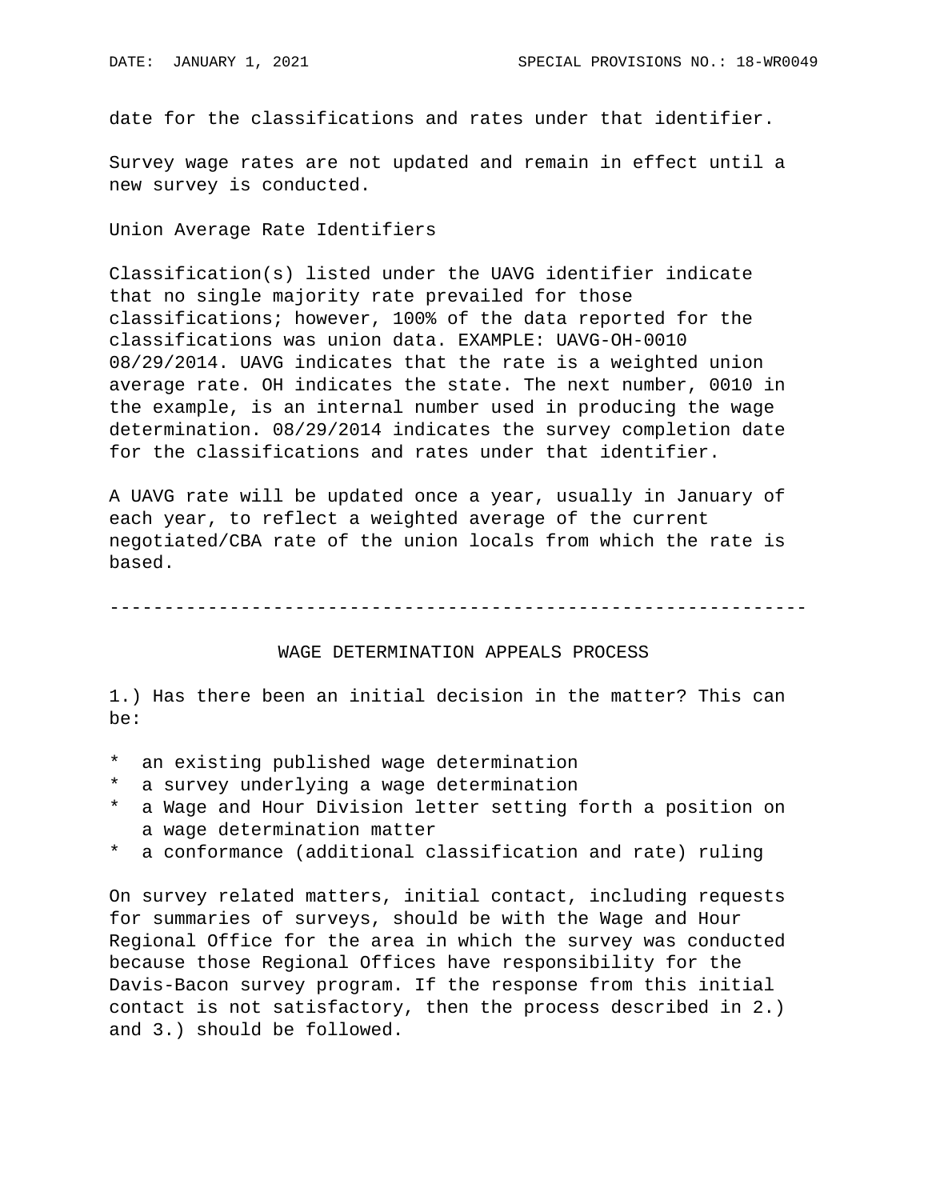date for the classifications and rates under that identifier.

Survey wage rates are not updated and remain in effect until a new survey is conducted.

Union Average Rate Identifiers

Classification(s) listed under the UAVG identifier indicate that no single majority rate prevailed for those classifications; however, 100% of the data reported for the classifications was union data. EXAMPLE: UAVG-OH-0010 08/29/2014. UAVG indicates that the rate is a weighted union average rate. OH indicates the state. The next number, 0010 in the example, is an internal number used in producing the wage determination. 08/29/2014 indicates the survey completion date for the classifications and rates under that identifier.

A UAVG rate will be updated once a year, usually in January of each year, to reflect a weighted average of the current negotiated/CBA rate of the union locals from which the rate is based.

---

WAGE DETERMINATION APPEALS PROCESS

1.) Has there been an initial decision in the matter? This can be:

* an existing published wage determination
* a survey underlying a wage determination
* a Wage and Hour Division letter setting forth a position on a wage determination matter
* a conformance (additional classification and rate) ruling

On survey related matters, initial contact, including requests for summaries of surveys, should be with the Wage and Hour Regional Office for the area in which the survey was conducted because those Regional Offices have responsibility for the Davis-Bacon survey program. If the response from this initial contact is not satisfactory, then the process described in 2.) and 3.) should be followed.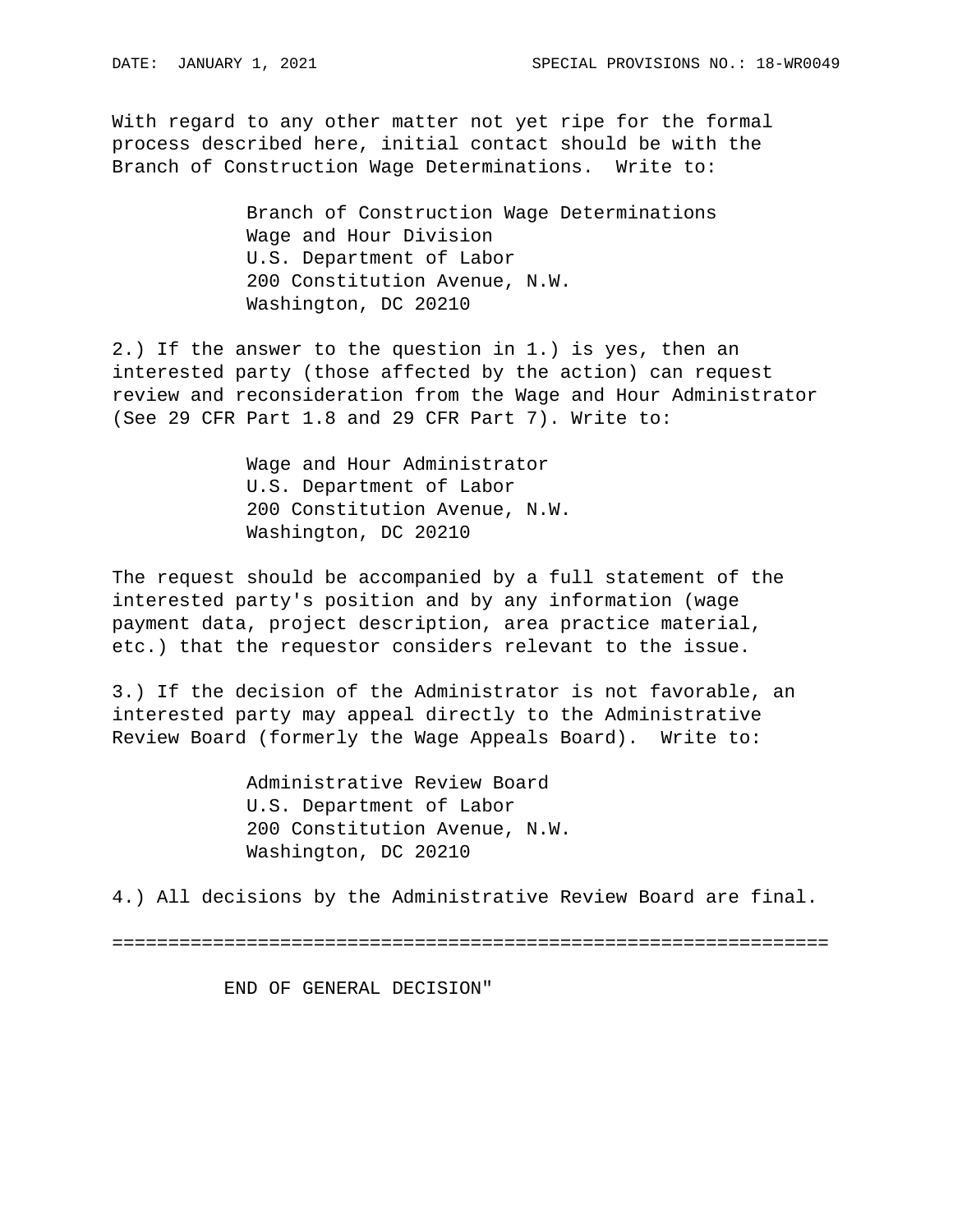With regard to any other matter not yet ripe for the formal process described here, initial contact should be with the Branch of Construction Wage Determinations. Write to:

Branch of Construction Wage Determinations
Wage and Hour Division
U.S. Department of Labor
200 Constitution Avenue, N.W.
Washington, DC 20210

2.) If the answer to the question in 1.) is yes, then an interested party (those affected by the action) can request review and reconsideration from the Wage and Hour Administrator (See 29 CFR Part 1.8 and 29 CFR Part 7). Write to:

Wage and Hour Administrator
U.S. Department of Labor
200 Constitution Avenue, N.W.
Washington, DC 20210

The request should be accompanied by a full statement of the interested party's position and by any information (wage payment data, project description, area practice material, etc.) that the requestor considers relevant to the issue.

3.) If the decision of the Administrator is not favorable, an interested party may appeal directly to the Administrative Review Board (formerly the Wage Appeals Board). Write to:

Administrative Review Board
U.S. Department of Labor
200 Constitution Avenue, N.W.
Washington, DC 20210

4.) All decisions by the Administrative Review Board are final.

================================================================

END OF GENERAL DECISION"